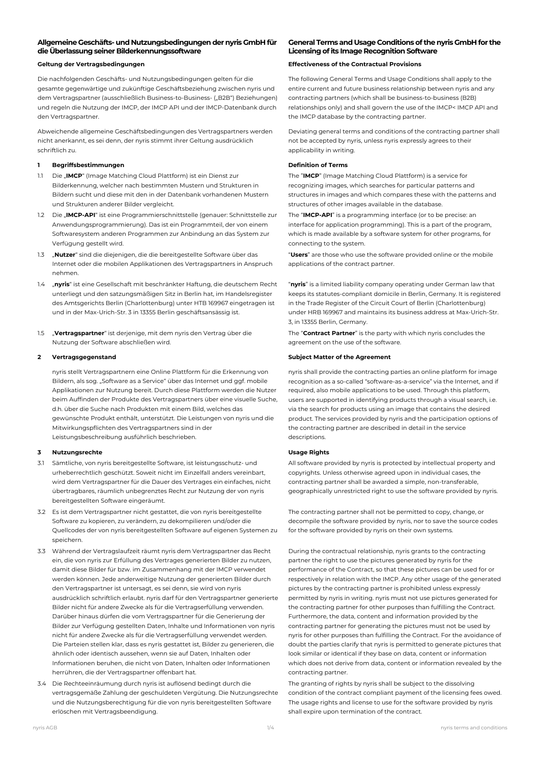## Allgemeine Geschäfts- und Nutzungsbedingungen der nyris GmbH für die Überlassung seiner Bilderkennungssoftware

### Geltung der Vertragsbedingungen

Die nachfolgenden Geschäfts- und Nutzungsbedingungen gelten für die gesamte gegenwärtige und zukünftige Geschäftsbeziehung zwischen nyris und dem Vertragspartner (ausschließlich Business-to-Business- („B2B") Beziehungen) und regeln die Nutzung der IMCP, der IMCP API und der IMCP-Datenbank durch den Vertragspartner.

Abweichende allgemeine Geschäftsbedingungen des Vertragspartners werden nicht anerkannt, es sei denn, der nyris stimmt ihrer Geltung ausdrücklich schriftlich zu.

### 1 Begriffsbestimmungen

1.1 Die „**IMCP**" (Image Matching Cloud Plattform) ist ein Dienst zur Bilderkennung, welcher nach bestimmten Mustern und Strukturen in Bildern sucht und diese mit den in der Datenbank vorhandenen Mustern und Strukturen anderer Bilder vergleicht.

1.2 Die „**IMCP-API**" ist eine Programmierschnittstelle (genauer: Schnittstelle zur Anwendungsprogrammierung). Das ist ein Programmteil, der von einem Softwaresystem anderen Programmen zur Anbindung an das System zur Verfügung gestellt wird.

1.3 „**Nutzer**" sind die diejenigen, die die bereitgestellte Software über das Internet oder die mobilen Applikationen des Vertragspartners in Anspruch nehmen.

1.4 „**nyris**" ist eine Gesellschaft mit beschränkter Haftung, die deutschem Recht unterliegt und den satzungsmäßigen Sitz in Berlin hat, im Handelsregister des Amtsgerichts Berlin (Charlottenburg) unter HTB 169967 eingetragen ist und in der Max-Urich-Str. 3 in 13355 Berlin geschäftsansässig ist.

1.5 „**Vertragspartner**" ist derjenige, mit dem nyris den Vertrag über die Nutzung der Software abschließen wird.

### 2 Vertragsgegenstand

nyris stellt Vertragspartnern eine Online Plattform für die Erkennung von Bildern, als sog. „Software as a Service" über das Internet und ggf. mobile Applikationen zur Nutzung bereit. Durch diese Plattform werden die Nutzer beim Auffinden der Produkte des Vertragspartners über eine visuelle Suche, d.h. über die Suche nach Produkten mit einem Bild, welches das gewünschte Produkt enthält, unterstützt. Die Leistungen von nyris und die Mitwirkungspflichten des Vertragspartners sind in der Leistungsbeschreibung ausführlich beschrieben.

### 3 Nutzungsrechte

3.1 Sämtliche, von nyris bereitgestellte Software, ist leistungsschutz- und urheberrechtlich geschützt. Soweit nicht im Einzelfall anders vereinbart, wird dem Vertragspartner für die Dauer des Vertrages ein einfaches, nicht übertragbares, räumlich unbegrenztes Recht zur Nutzung der von nyris bereitgestellten Software eingeräumt.

3.2 Es ist dem Vertragspartner nicht gestattet, die von nyris bereitgestellte Software zu kopieren, zu verändern, zu dekompilieren und/oder die Quellcodes der von nyris bereitgestellten Software auf eigenen Systemen zu speichern.

3.3 Während der Vertragslaufzeit räumt nyris dem Vertragspartner das Recht ein, die von nyris zur Erfüllung des Vertrages generierten Bilder zu nutzen, damit diese Bilder für bzw. im Zusammenhang mit der IMCP verwendet werden können. Jede anderweitige Nutzung der generierten Bilder durch den Vertragspartner ist untersagt, es sei denn, sie wird von nyris ausdrücklich schriftlich erlaubt. nyris darf für den Vertragspartner generierte Bilder nicht für andere Zwecke als für die Vertragserfüllung verwenden. Darüber hinaus dürfen die vom Vertragspartner für die Generierung der Bilder zur Verfügung gestellten Daten, Inhalte und Informationen von nyris nicht für andere Zwecke als für die Vertragserfüllung verwendet werden. Die Parteien stellen klar, dass es nyris gestattet ist, Bilder zu generieren, die ähnlich oder identisch aussehen, wenn sie auf Daten, Inhalten oder Informationen beruhen, die nicht von Daten, Inhalten oder Informationen herrühren, die der Vertragspartner offenbart hat.

3.4 Die Rechteeinräumung durch nyris ist auflösend bedingt durch die vertragsgemäße Zahlung der geschuldeten Vergütung. Die Nutzungsrechte und die Nutzungsberechtigung für die von nyris bereitgestellten Software erlöschen mit Vertragsbeendigung.

## General Terms and Usage Conditions of the nyris GmbH for the Licensing of its Image Recognition Software

### Effectiveness of the Contractual Provisions

The following General Terms and Usage Conditions shall apply to the entire current and future business relationship between nyris and any contracting partners (which shall be business-to-business (B2B) relationships only) and shall govern the use of the IMCP< IMCP API and the IMCP database by the contracting partner.

Deviating general terms and conditions of the contracting partner shall not be accepted by nyris, unless nyris expressly agrees to their applicability in writing.

### Definition of Terms

The "**IMCP**" (Image Matching Cloud Plattform) is a service for recognizing images, which searches for particular patterns and structures in images and which compares these with the patterns and structures of other images available in the database.

The "**IMCP-API**" is a programming interface (or to be precise: an interface for application programming). This is a part of the program, which is made available by a software system for other programs, for connecting to the system.

"**Users**" are those who use the software provided online or the mobile applications of the contract partner.

"**nyris**" is a limited liability company operating under German law that keeps its statutes-compliant domicile in Berlin, Germany. It is registered in the Trade Register of the Circuit Court of Berlin (Charlottenburg) under HRB 169967 and maintains its business address at Max-Urich-Str. 3, in 13355 Berlin, Germany.

The "**Contract Partner**" is the party with which nyris concludes the agreement on the use of the software.

### Subject Matter of the Agreement

nyris shall provide the contracting parties an online platform for image recognition as a so-called "software-as-a-service" via the Internet, and if required, also mobile applications to be used. Through this platform, users are supported in identifying products through a visual search, i.e. via the search for products using an image that contains the desired product. The services provided by nyris and the participation options of the contracting partner are described in detail in the service descriptions.

### Usage Rights

All software provided by nyris is protected by intellectual property and copyrights. Unless otherwise agreed upon in individual cases, the contracting partner shall be awarded a simple, non-transferable, geographically unrestricted right to use the software provided by nyris.

The contracting partner shall not be permitted to copy, change, or decompile the software provided by nyris, nor to save the source codes for the software provided by nyris on their own systems.

During the contractual relationship, nyris grants to the contracting partner the right to use the pictures generated by nyris for the performance of the Contract, so that these pictures can be used for or respectively in relation with the IMCP. Any other usage of the generated pictures by the contracting partner is prohibited unless expressly permitted by nyris in writing. nyris must not use pictures generated for the contracting partner for other purposes than fulfilling the Contract. Furthermore, the data, content and information provided by the contracting partner for generating the pictures must not be used by nyris for other purposes than fulfilling the Contract. For the avoidance of doubt the parties clarify that nyris is permitted to generate pictures that look similar or identical if they base on data, content or information which does not derive from data, content or information revealed by the contracting partner.

The granting of rights by nyris shall be subject to the dissolving condition of the contract compliant payment of the licensing fees owed. The usage rights and license to use for the software provided by nyris shall expire upon termination of the contract.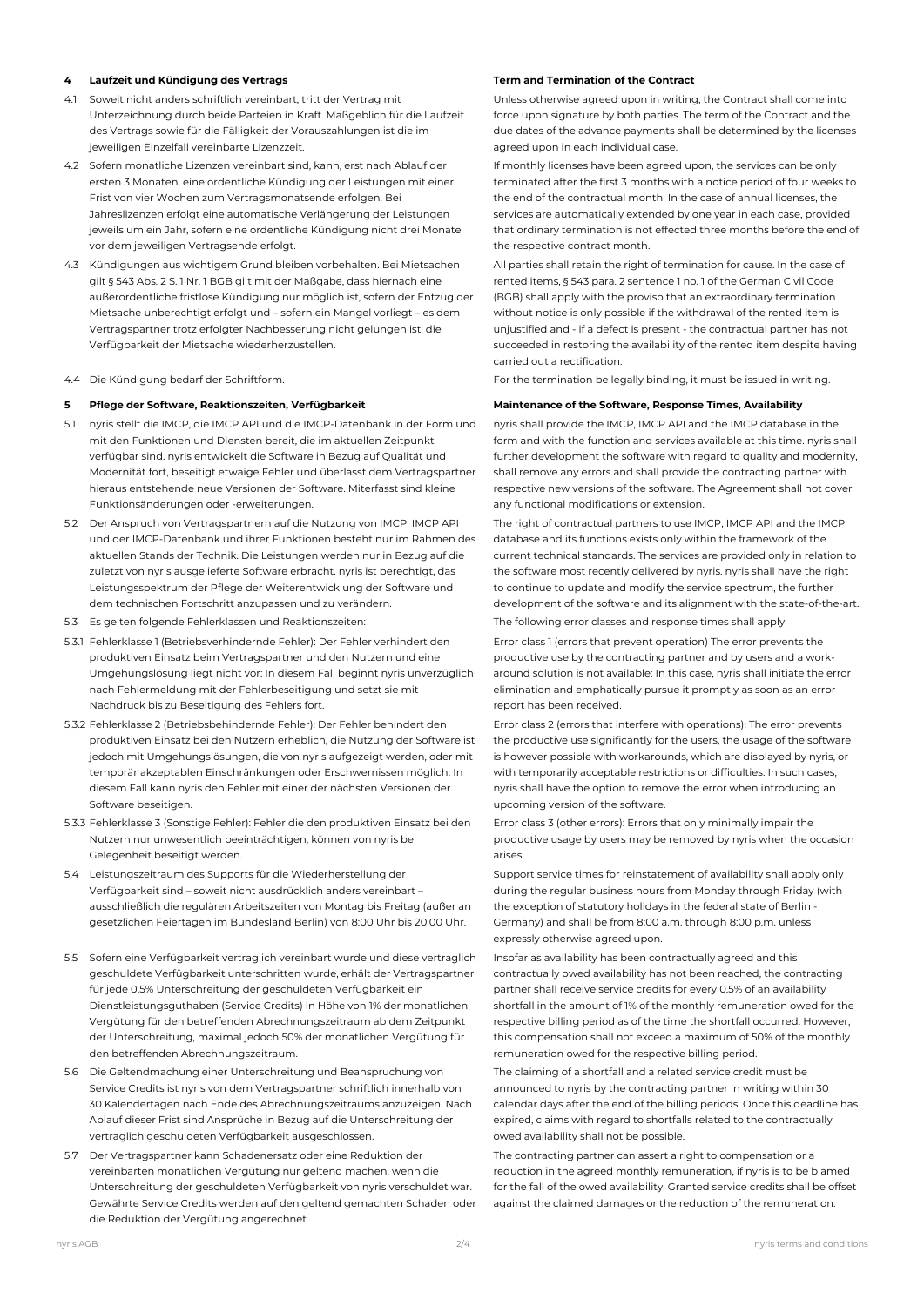## 4 Laufzeit und Kündigung des Vertrags

4.1 Soweit nicht anders schriftlich vereinbart, tritt der Vertrag mit Unterzeichnung durch beide Parteien in Kraft. Maßgeblich für die Laufzeit des Vertrags sowie für die Fälligkeit der Vorauszahlungen ist die im jeweiligen Einzelfall vereinbarte Lizenzzeit.

4.2 Sofern monatliche Lizenzen vereinbart sind, kann, erst nach Ablauf der ersten 3 Monaten, eine ordentliche Kündigung der Leistungen mit einer Frist von vier Wochen zum Vertragsmonatsende erfolgen. Bei Jahreslizenzen erfolgt eine automatische Verlängerung der Leistungen jeweils um ein Jahr, sofern eine ordentliche Kündigung nicht drei Monate vor dem jeweiligen Vertragsende erfolgt.

4.3 Kündigungen aus wichtigem Grund bleiben vorbehalten. Bei Mietsachen gilt § 543 Abs. 2 S. 1 Nr. 1 BGB gilt mit der Maßgabe, dass hiernach eine außerordentliche fristlose Kündigung nur möglich ist, sofern der Entzug der Mietsache unberechtigt erfolgt und – sofern ein Mangel vorliegt – es dem Vertragspartner trotz erfolgter Nachbesserung nicht gelungen ist, die Verfügbarkeit der Mietsache wiederherzustellen.

4.4 Die Kündigung bedarf der Schriftform.

## Term and Termination of the Contract

Unless otherwise agreed upon in writing, the Contract shall come into force upon signature by both parties. The term of the Contract and the due dates of the advance payments shall be determined by the licenses agreed upon in each individual case.

If monthly licenses have been agreed upon, the services can be only terminated after the first 3 months with a notice period of four weeks to the end of the contractual month. In the case of annual licenses, the services are automatically extended by one year in each case, provided that ordinary termination is not effected three months before the end of the respective contract month.

All parties shall retain the right of termination for cause. In the case of rented items, § 543 para. 2 sentence 1 no. 1 of the German Civil Code (BGB) shall apply with the proviso that an extraordinary termination without notice is only possible if the withdrawal of the rented item is unjustified and - if a defect is present - the contractual partner has not succeeded in restoring the availability of the rented item despite having carried out a rectification.

For the termination be legally binding, it must be issued in writing.

## 5 Pflege der Software, Reaktionszeiten, Verfügbarkeit

5.1 nyris stellt die IMCP, die IMCP API und die IMCP-Datenbank in der Form und mit den Funktionen und Diensten bereit, die im aktuellen Zeitpunkt verfügbar sind. nyris entwickelt die Software in Bezug auf Qualität und Modernität fort, beseitigt etwaige Fehler und überlasst dem Vertragspartner hieraus entstehende neue Versionen der Software. Miterfasst sind kleine Funktionsänderungen oder -erweiterungen.

5.2 Der Anspruch von Vertragspartnern auf die Nutzung von IMCP, IMCP API und der IMCP-Datenbank und ihrer Funktionen besteht nur im Rahmen des aktuellen Stands der Technik. Die Leistungen werden nur in Bezug auf die zuletzt von nyris ausgelieferte Software erbracht. nyris ist berechtigt, das Leistungsspektrum der Pflege der Weiterentwicklung der Software und dem technischen Fortschritt anzupassen und zu verändern.

5.3 Es gelten folgende Fehlerklassen und Reaktionszeiten:

5.3.1 Fehlerklasse 1 (Betriebsverhindernde Fehler): Der Fehler verhindert den produktiven Einsatz beim Vertragspartner und den Nutzern und eine Umgehungslösung liegt nicht vor: In diesem Fall beginnt nyris unverzüglich nach Fehlermeldung mit der Fehlerbeseitigung und setzt sie mit Nachdruck bis zu Beseitigung des Fehlers fort.

5.3.2 Fehlerklasse 2 (Betriebsbehindernde Fehler): Der Fehler behindert den produktiven Einsatz bei den Nutzern erheblich, die Nutzung der Software ist jedoch mit Umgehungslösungen, die von nyris aufgezeigt werden, oder mit temporär akzeptablen Einschränkungen oder Erschwernissen möglich: In diesem Fall kann nyris den Fehler mit einer der nächsten Versionen der Software beseitigen.

5.3.3 Fehlerklasse 3 (Sonstige Fehler): Fehler die den produktiven Einsatz bei den Nutzern nur unwesentlich beeinträchtigen, können von nyris bei Gelegenheit beseitigt werden.

5.4 Leistungszeitraum des Supports für die Wiederherstellung der Verfügbarkeit sind – soweit nicht ausdrücklich anders vereinbart – ausschließlich die regulären Arbeitszeiten von Montag bis Freitag (außer an gesetzlichen Feiertagen im Bundesland Berlin) von 8:00 Uhr bis 20:00 Uhr.

5.5 Sofern eine Verfügbarkeit vertraglich vereinbart wurde und diese vertraglich geschuldete Verfügbarkeit unterschritten wurde, erhält der Vertragspartner für jede 0,5% Unterschreitung der geschuldeten Verfügbarkeit ein Dienstleistungsguthaben (Service Credits) in Höhe von 1% der monatlichen Vergütung für den betreffenden Abrechnungszeitraum ab dem Zeitpunkt der Unterschreitung, maximal jedoch 50% der monatlichen Vergütung für den betreffenden Abrechnungszeitraum.

5.6 Die Geltendmachung einer Unterschreitung und Beanspruchung von Service Credits ist nyris von dem Vertragspartner schriftlich innerhalb von 30 Kalendertagen nach Ende des Abrechnungszeitraums anzuzeigen. Nach Ablauf dieser Frist sind Ansprüche in Bezug auf die Unterschreitung der vertraglich geschuldeten Verfügbarkeit ausgeschlossen.

5.7 Der Vertragspartner kann Schadenersatz oder eine Reduktion der vereinbarten monatlichen Vergütung nur geltend machen, wenn die Unterschreitung der geschuldeten Verfügbarkeit von nyris verschuldet war. Gewährte Service Credits werden auf den geltend gemachten Schaden oder die Reduktion der Vergütung angerechnet.

## Maintenance of the Software, Response Times, Availability

nyris shall provide the IMCP, IMCP API and the IMCP database in the form and with the function and services available at this time. nyris shall further development the software with regard to quality and modernity, shall remove any errors and shall provide the contracting partner with respective new versions of the software. The Agreement shall not cover any functional modifications or extension.

The right of contractual partners to use IMCP, IMCP API and the IMCP database and its functions exists only within the framework of the current technical standards. The services are provided only in relation to the software most recently delivered by nyris. nyris shall have the right to continue to update and modify the service spectrum, the further development of the software and its alignment with the state-of-the-art.

The following error classes and response times shall apply:

Error class 1 (errors that prevent operation) The error prevents the productive use by the contracting partner and by users and a work-around solution is not available: In this case, nyris shall initiate the error elimination and emphatically pursue it promptly as soon as an error report has been received.

Error class 2 (errors that interfere with operations): The error prevents the productive use significantly for the users, the usage of the software is however possible with workarounds, which are displayed by nyris, or with temporarily acceptable restrictions or difficulties. In such cases, nyris shall have the option to remove the error when introducing an upcoming version of the software.

Error class 3 (other errors): Errors that only minimally impair the productive usage by users may be removed by nyris when the occasion arises.

Support service times for reinstatement of availability shall apply only during the regular business hours from Monday through Friday (with the exception of statutory holidays in the federal state of Berlin - Germany) and shall be from 8:00 a.m. through 8:00 p.m. unless expressly otherwise agreed upon.

Insofar as availability has been contractually agreed and this contractually owed availability has not been reached, the contracting partner shall receive service credits for every 0.5% of an availability shortfall in the amount of 1% of the monthly remuneration owed for the respective billing period as of the time the shortfall occurred. However, this compensation shall not exceed a maximum of 50% of the monthly remuneration owed for the respective billing period.

The claiming of a shortfall and a related service credit must be announced to nyris by the contracting partner in writing within 30 calendar days after the end of the billing periods. Once this deadline has expired, claims with regard to shortfalls related to the contractually owed availability shall not be possible.

The contracting partner can assert a right to compensation or a reduction in the agreed monthly remuneration, if nyris is to be blamed for the fall of the owed availability. Granted service credits shall be offset against the claimed damages or the reduction of the remuneration.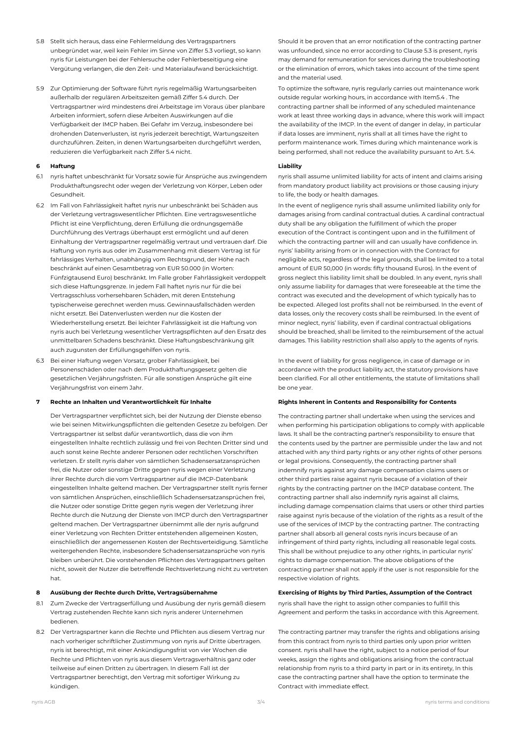5.8 Stellt sich heraus, dass eine Fehlermeldung des Vertragspartners unbegründet war, weil kein Fehler im Sinne von Ziffer 5.3 vorliegt, so kann nyris für Leistungen bei der Fehlersuche oder Fehlerbeseitigung eine Vergütung verlangen, die den Zeit- und Materialaufwand berücksichtigt.

Should it be proven that an error notification of the contracting partner was unfounded, since no error according to Clause 5.3 is present, nyris may demand for remuneration for services during the troubleshooting or the elimination of errors, which takes into account of the time spent and the material used.

5.9 Zur Optimierung der Software führt nyris regelmäßig Wartungsarbeiten außerhalb der regulären Arbeitszeiten gemäß Ziffer 5.4 durch. Der Vertragspartner wird mindestens drei Arbeitstage im Voraus über planbare Arbeiten informiert, sofern diese Arbeiten Auswirkungen auf die Verfügbarkeit der IMCP haben. Bei Gefahr im Verzug, insbesondere bei drohenden Datenverlusten, ist nyris jederzeit berechtigt, Wartungszeiten durchzuführen. Zeiten, in denen Wartungsarbeiten durchgeführt werden, reduzieren die Verfügbarkeit nach Ziffer 5.4 nicht.

To optimize the software, nyris regularly carries out maintenance work outside regular working hours, in accordance with Item5.4 . The contracting partner shall be informed of any scheduled maintenance work at least three working days in advance, where this work will impact the availability of the IMCP. In the event of danger in delay, in particular if data losses are imminent, nyris shall at all times have the right to perform maintenance work. Times during which maintenance work is being performed, shall not reduce the availability pursuant to Art. 5.4.

## 6 Haftung

## Liability

6.1 nyris haftet unbeschränkt für Vorsatz sowie für Ansprüche aus zwingendem Produkthaftungsrecht oder wegen der Verletzung von Körper, Leben oder Gesundheit.

nyris shall assume unlimited liability for acts of intent and claims arising from mandatory product liability act provisions or those causing injury to life, the body or health damages.

6.2 Im Fall von Fahrlässigkeit haftet nyris nur unbeschränkt bei Schäden aus der Verletzung vertragswesentlicher Pflichten. Eine vertragswesentliche Pflicht ist eine Verpflichtung, deren Erfüllung die ordnungsgemäße Durchführung des Vertrags überhaupt erst ermöglicht und auf deren Einhaltung der Vertragspartner regelmäßig vertraut und vertrauen darf. Die Haftung von nyris aus oder im Zusammenhang mit diesem Vertrag ist für fahrlässiges Verhalten, unabhängig vom Rechtsgrund, der Höhe nach beschränkt auf einen Gesamtbetrag von EUR 50.000 (in Worten: Fünfzigtausend Euro) beschränkt. Im Falle grober Fahrlässigkeit verdoppelt sich diese Haftungsgrenze. In jedem Fall haftet nyris nur für die bei Vertragsschluss vorhersehbaren Schäden, mit deren Entstehung typischerweise gerechnet werden muss. Gewinnausfallschäden werden nicht ersetzt. Bei Datenverlusten werden nur die Kosten der Wiederherstellung ersetzt. Bei leichter Fahrlässigkeit ist die Haftung von nyris auch bei Verletzung wesentlicher Vertragspflichten auf den Ersatz des unmittelbaren Schadens beschränkt. Diese Haftungsbeschränkung gilt auch zugunsten der Erfüllungsgehilfen von nyris.

In the event of negligence nyris shall assume unlimited liability only for damages arising from cardinal contractual duties. A cardinal contractual duty shall be any obligation the fulfillment of which the proper execution of the Contract is contingent upon and in the fulfillment of which the contracting partner will and can usually have confidence in. nyris' liability arising from or in connection with the Contract for negligible acts, regardless of the legal grounds, shall be limited to a total amount of EUR 50,000 (in words: fifty thousand Euros). In the event of gross neglect this liability limit shall be doubled. In any event, nyris shall only assume liability for damages that were foreseeable at the time the contract was executed and the development of which typically has to be expected. Alleged lost profits shall not be reimbursed. In the event of data losses, only the recovery costs shall be reimbursed. In the event of minor neglect, nyris' liability, even if cardinal contractual obligations should be breached, shall be limited to the reimbursement of the actual damages. This liability restriction shall also apply to the agents of nyris.

6.3 Bei einer Haftung wegen Vorsatz, grober Fahrlässigkeit, bei Personenschäden oder nach dem Produkthaftungsgesetz gelten die gesetzlichen Verjährungsfristen. Für alle sonstigen Ansprüche gilt eine Verjährungsfrist von einem Jahr.

In the event of liability for gross negligence, in case of damage or in accordance with the product liability act, the statutory provisions have been clarified. For all other entitlements, the statute of limitations shall be one year.

## 7 Rechte an Inhalten und Verantwortlichkeit für Inhalte

## Rights Inherent in Contents and Responsibility for Contents

Der Vertragspartner verpflichtet sich, bei der Nutzung der Dienste ebenso wie bei seinen Mitwirkungspflichten die geltenden Gesetze zu befolgen. Der Vertragspartner ist selbst dafür verantwortlich, dass die von ihm eingestellten Inhalte rechtlich zulässig und frei von Rechten Dritter sind und auch sonst keine Rechte anderer Personen oder rechtlichen Vorschriften verletzen. Er stellt nyris daher von sämtlichen Schadensersatzansprüchen frei, die Nutzer oder sonstige Dritte gegen nyris wegen einer Verletzung ihrer Rechte durch die vom Vertragspartner auf die IMCP-Datenbank eingestellten Inhalte geltend machen. Der Vertragspartner stellt nyris ferner von sämtlichen Ansprüchen, einschließlich Schadensersatzansprüchen frei, die Nutzer oder sonstige Dritte gegen nyris wegen der Verletzung ihrer Rechte durch die Nutzung der Dienste von IMCP durch den Vertragspartner geltend machen. Der Vertragspartner übernimmt alle der nyris aufgrund einer Verletzung von Rechten Dritter entstehenden allgemeinen Kosten, einschließlich der angemessenen Kosten der Rechtsverteidigung. Sämtliche weitergehenden Rechte, insbesondere Schadensersatzansprüche von nyris bleiben unberührt. Die vorstehenden Pflichten des Vertragspartners gelten nicht, soweit der Nutzer die betreffende Rechtsverletzung nicht zu vertreten hat.

The contracting partner shall undertake when using the services and when performing his participation obligations to comply with applicable laws. It shall be the contracting partner's responsibility to ensure that the contents used by the partner are permissible under the law and not attached with any third party rights or any other rights of other persons or legal provisions. Consequently, the contracting partner shall indemnify nyris against any damage compensation claims users or other third parties raise against nyris because of a violation of their rights by the contracting partner on the IMCP database content. The contracting partner shall also indemnify nyris against all claims, including damage compensation claims that users or other third parties raise against nyris because of the violation of the rights as a result of the use of the services of IMCP by the contracting partner. The contracting partner shall absorb all general costs nyris incurs because of an infringement of third party rights, including all reasonable legal costs. This shall be without prejudice to any other rights, in particular nyris' rights to damage compensation. The above obligations of the contracting partner shall not apply if the user is not responsible for the respective violation of rights.

## 8 Ausübung der Rechte durch Dritte, Vertragsübernahme

## Exercising of Rights by Third Parties, Assumption of the Contract

8.1 Zum Zwecke der Vertragserfüllung und Ausübung der nyris gemäß diesem Vertrag zustehenden Rechte kann sich nyris anderer Unternehmen bedienen.

nyris shall have the right to assign other companies to fulfill this Agreement and perform the tasks in accordance with this Agreement.

8.2 Der Vertragspartner kann die Rechte und Pflichten aus diesem Vertrag nur nach vorheriger schriftlicher Zustimmung von nyris auf Dritte übertragen. nyris ist berechtigt, mit einer Ankündigungsfrist von vier Wochen die Rechte und Pflichten von nyris aus diesem Vertragsverhältnis ganz oder teilweise auf einen Dritten zu übertragen. In diesem Fall ist der Vertragspartner berechtigt, den Vertrag mit sofortiger Wirkung zu kündigen.

The contracting partner may transfer the rights and obligations arising from this contract from nyris to third parties only upon prior written consent. nyris shall have the right, subject to a notice period of four weeks, assign the rights and obligations arising from the contractual relationship from nyris to a third party in part or in its entirety, In this case the contracting partner shall have the option to terminate the Contract with immediate effect.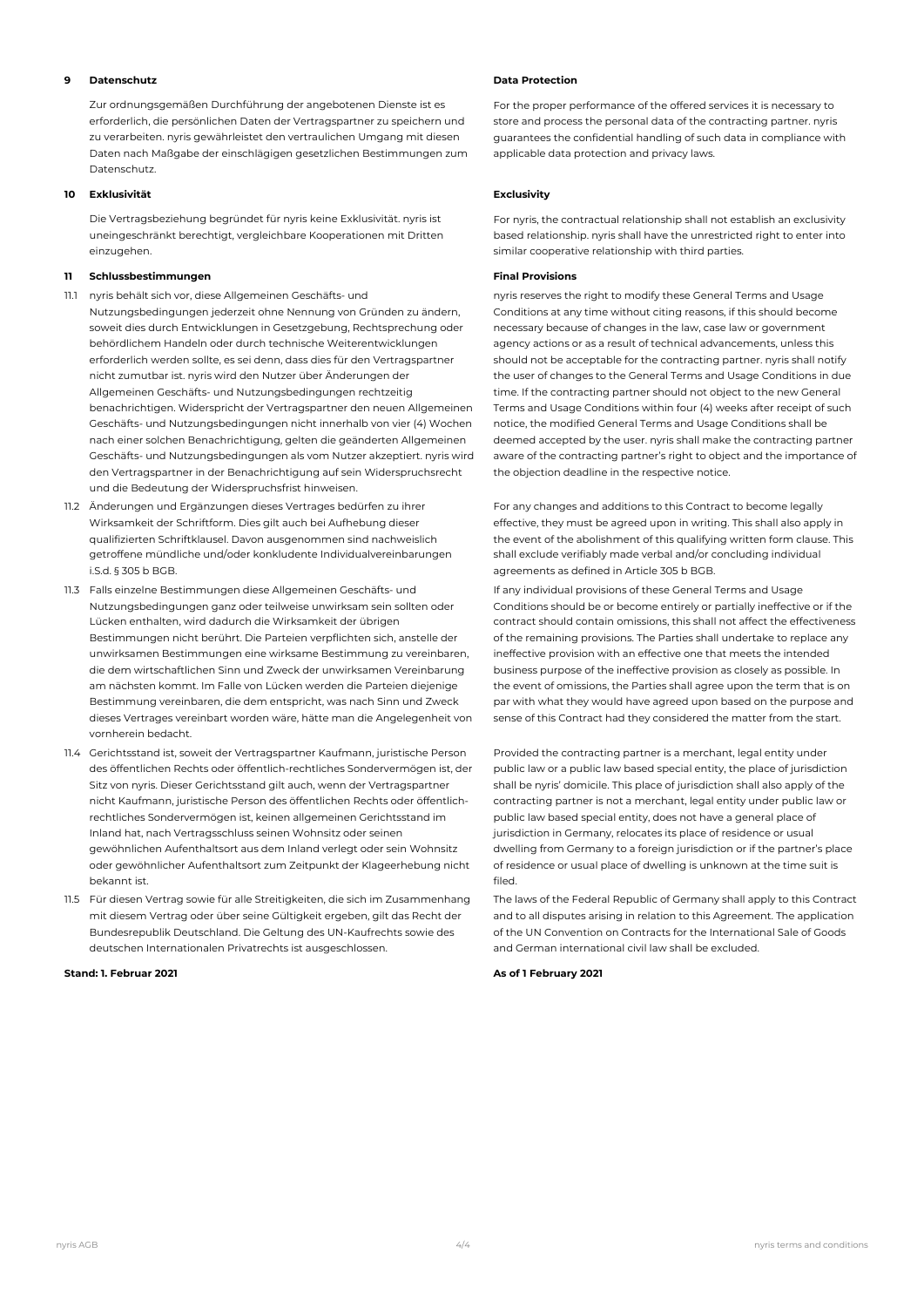## 9 Datenschutz

Zur ordnungsgemäßen Durchführung der angebotenen Dienste ist es erforderlich, die persönlichen Daten der Vertragspartner zu speichern und zu verarbeiten. nyris gewährleistet den vertraulichen Umgang mit diesen Daten nach Maßgabe der einschlägigen gesetzlichen Bestimmungen zum Datenschutz.

## Data Protection

For the proper performance of the offered services it is necessary to store and process the personal data of the contracting partner. nyris guarantees the confidential handling of such data in compliance with applicable data protection and privacy laws.

## 10 Exklusivität

Die Vertragsbeziehung begründet für nyris keine Exklusivität. nyris ist uneingeschränkt berechtigt, vergleichbare Kooperationen mit Dritten einzugehen.

## Exclusivity

For nyris, the contractual relationship shall not establish an exclusivity based relationship. nyris shall have the unrestricted right to enter into similar cooperative relationship with third parties.

## 11 Schlussbestimmungen

11.1 nyris behält sich vor, diese Allgemeinen Geschäfts- und Nutzungsbedingungen jederzeit ohne Nennung von Gründen zu ändern, soweit dies durch Entwicklungen in Gesetzgebung, Rechtsprechung oder behördlichem Handeln oder durch technische Weiterentwicklungen erforderlich werden sollte, es sei denn, dass dies für den Vertragspartner nicht zumutbar ist. nyris wird den Nutzer über Änderungen der Allgemeinen Geschäfts- und Nutzungsbedingungen rechtzeitig benachrichtigen. Widerspricht der Vertragspartner den neuen Allgemeinen Geschäfts- und Nutzungsbedingungen nicht innerhalb von vier (4) Wochen nach einer solchen Benachrichtigung, gelten die geänderten Allgemeinen Geschäfts- und Nutzungsbedingungen als vom Nutzer akzeptiert. nyris wird den Vertragspartner in der Benachrichtigung auf sein Widerspruchsrecht und die Bedeutung der Widerspruchsfrist hinweisen.

11.2 Änderungen und Ergänzungen dieses Vertrages bedürfen zu ihrer Wirksamkeit der Schriftform. Dies gilt auch bei Aufhebung dieser qualifizierten Schriftklausel. Davon ausgenommen sind nachweislich getroffene mündliche und/oder konkludente Individualvereinbarungen i.S.d. § 305 b BGB.

11.3 Falls einzelne Bestimmungen diese Allgemeinen Geschäfts- und Nutzungsbedingungen ganz oder teilweise unwirksam sein sollten oder Lücken enthalten, wird dadurch die Wirksamkeit der übrigen Bestimmungen nicht berührt. Die Parteien verpflichten sich, anstelle der unwirksamen Bestimmungen eine wirksame Bestimmung zu vereinbaren, die dem wirtschaftlichen Sinn und Zweck der unwirksamen Vereinbarung am nächsten kommt. Im Falle von Lücken werden die Parteien diejenige Bestimmung vereinbaren, die dem entspricht, was nach Sinn und Zweck dieses Vertrages vereinbart worden wäre, hätte man die Angelegenheit von vornherein bedacht.

11.4 Gerichtsstand ist, soweit der Vertragspartner Kaufmann, juristische Person des öffentlichen Rechts oder öffentlich-rechtliches Sondervermögen ist, der Sitz von nyris. Dieser Gerichtsstand gilt auch, wenn der Vertragspartner nicht Kaufmann, juristische Person des öffentlichen Rechts oder öffentlich-rechtliches Sondervermögen ist, keinen allgemeinen Gerichtsstand im Inland hat, nach Vertragsschluss seinen Wohnsitz oder seinen gewöhnlichen Aufenthaltsort aus dem Inland verlegt oder sein Wohnsitz oder gewöhnlicher Aufenthaltsort zum Zeitpunkt der Klageerhebung nicht bekannt ist.

11.5 Für diesen Vertrag sowie für alle Streitigkeiten, die sich im Zusammenhang mit diesem Vertrag oder über seine Gültigkeit ergeben, gilt das Recht der Bundesrepublik Deutschland. Die Geltung des UN-Kaufrechts sowie des deutschen Internationalen Privatrechts ist ausgeschlossen.

**Stand: 1. Februar 2021**

## Final Provisions

nyris reserves the right to modify these General Terms and Usage Conditions at any time without citing reasons, if this should become necessary because of changes in the law, case law or government agency actions or as a result of technical advancements, unless this should not be acceptable for the contracting partner. nyris shall notify the user of changes to the General Terms and Usage Conditions in due time. If the contracting partner should not object to the new General Terms and Usage Conditions within four (4) weeks after receipt of such notice, the modified General Terms and Usage Conditions shall be deemed accepted by the user. nyris shall make the contracting partner aware of the contracting partner's right to object and the importance of the objection deadline in the respective notice.

For any changes and additions to this Contract to become legally effective, they must be agreed upon in writing. This shall also apply in the event of the abolishment of this qualifying written form clause. This shall exclude verifiably made verbal and/or concluding individual agreements as defined in Article 305 b BGB.

If any individual provisions of these General Terms and Usage Conditions should be or become entirely or partially ineffective or if the contract should contain omissions, this shall not affect the effectiveness of the remaining provisions. The Parties shall undertake to replace any ineffective provision with an effective one that meets the intended business purpose of the ineffective provision as closely as possible. In the event of omissions, the Parties shall agree upon the term that is on par with what they would have agreed upon based on the purpose and sense of this Contract had they considered the matter from the start.

Provided the contracting partner is a merchant, legal entity under public law or a public law based special entity, the place of jurisdiction shall be nyris' domicile. This place of jurisdiction shall also apply of the contracting partner is not a merchant, legal entity under public law or public law based special entity, does not have a general place of jurisdiction in Germany, relocates its place of residence or usual dwelling from Germany to a foreign jurisdiction or if the partner's place of residence or usual place of dwelling is unknown at the time suit is filed.

The laws of the Federal Republic of Germany shall apply to this Contract and to all disputes arising in relation to this Agreement. The application of the UN Convention on Contracts for the International Sale of Goods and German international civil law shall be excluded.

**As of 1 February 2021**